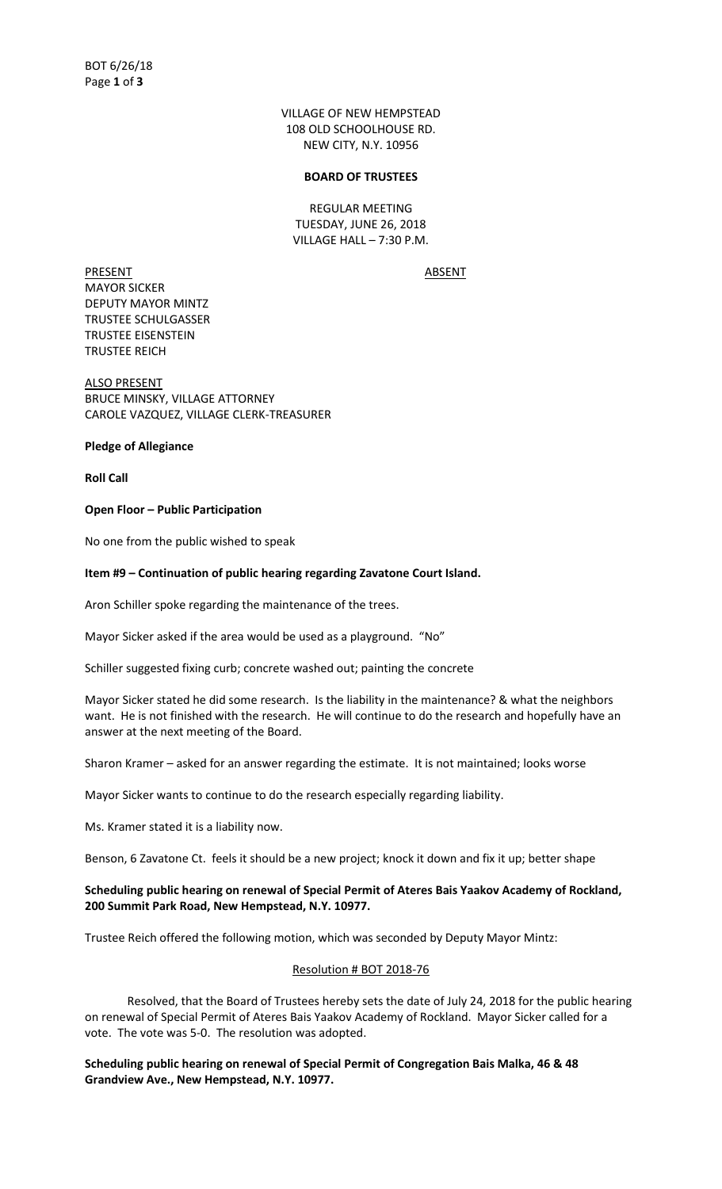VILLAGE OF NEW HEMPSTEAD
108 OLD SCHOOLHOUSE RD.
NEW CITY, N.Y. 10956

**BOARD OF TRUSTEES**

REGULAR MEETING
TUESDAY, JUNE 26, 2018
VILLAGE HALL – 7:30 P.M.

PRESENT | ABSENT
---|---
MAYOR SICKER |
DEPUTY MAYOR MINTZ |
TRUSTEE SCHULGASSER |
TRUSTEE EISENSTEIN |
TRUSTEE REICH |

ALSO PRESENT
BRUCE MINSKY, VILLAGE ATTORNEY
CAROLE VAZQUEZ, VILLAGE CLERK-TREASURER

**Pledge of Allegiance**

**Roll Call**

**Open Floor – Public Participation**

No one from the public wished to speak

**Item #9 – Continuation of public hearing regarding Zavatone Court Island.**

Aron Schiller spoke regarding the maintenance of the trees.

Mayor Sicker asked if the area would be used as a playground. "No"

Schiller suggested fixing curb; concrete washed out; painting the concrete

Mayor Sicker stated he did some research. Is the liability in the maintenance? & what the neighbors want. He is not finished with the research. He will continue to do the research and hopefully have an answer at the next meeting of the Board.

Sharon Kramer – asked for an answer regarding the estimate. It is not maintained; looks worse

Mayor Sicker wants to continue to do the research especially regarding liability.

Ms. Kramer stated it is a liability now.

Benson, 6 Zavatone Ct. feels it should be a new project; knock it down and fix it up; better shape

**Scheduling public hearing on renewal of Special Permit of Ateres Bais Yaakov Academy of Rockland, 200 Summit Park Road, New Hempstead, N.Y. 10977.**

Trustee Reich offered the following motion, which was seconded by Deputy Mayor Mintz:

Resolution # BOT 2018-76

Resolved, that the Board of Trustees hereby sets the date of July 24, 2018 for the public hearing on renewal of Special Permit of Ateres Bais Yaakov Academy of Rockland. Mayor Sicker called for a vote. The vote was 5-0. The resolution was adopted.

**Scheduling public hearing on renewal of Special Permit of Congregation Bais Malka, 46 & 48 Grandview Ave., New Hempstead, N.Y. 10977.**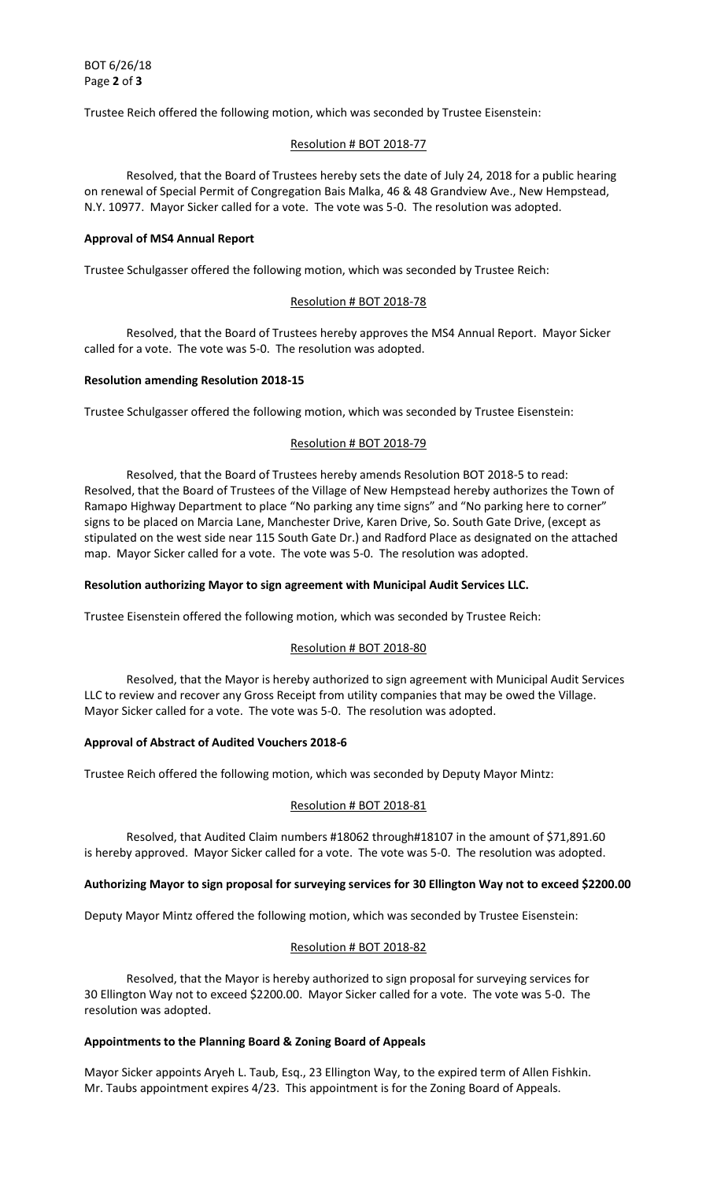Trustee Reich offered the following motion, which was seconded by Trustee Eisenstein:

Resolution # BOT 2018-77

Resolved, that the Board of Trustees hereby sets the date of July 24, 2018 for a public hearing on renewal of Special Permit of Congregation Bais Malka, 46 & 48 Grandview Ave., New Hempstead, N.Y. 10977. Mayor Sicker called for a vote. The vote was 5-0. The resolution was adopted.

**Approval of MS4 Annual Report**

Trustee Schulgasser offered the following motion, which was seconded by Trustee Reich:

Resolution # BOT 2018-78

Resolved, that the Board of Trustees hereby approves the MS4 Annual Report. Mayor Sicker called for a vote. The vote was 5-0. The resolution was adopted.

**Resolution amending Resolution 2018-15**

Trustee Schulgasser offered the following motion, which was seconded by Trustee Eisenstein:

Resolution # BOT 2018-79

Resolved, that the Board of Trustees hereby amends Resolution BOT 2018-5 to read: Resolved, that the Board of Trustees of the Village of New Hempstead hereby authorizes the Town of Ramapo Highway Department to place "No parking any time signs" and "No parking here to corner" signs to be placed on Marcia Lane, Manchester Drive, Karen Drive, So. South Gate Drive, (except as stipulated on the west side near 115 South Gate Dr.) and Radford Place as designated on the attached map. Mayor Sicker called for a vote. The vote was 5-0. The resolution was adopted.

**Resolution authorizing Mayor to sign agreement with Municipal Audit Services LLC.**

Trustee Eisenstein offered the following motion, which was seconded by Trustee Reich:

Resolution # BOT 2018-80

Resolved, that the Mayor is hereby authorized to sign agreement with Municipal Audit Services LLC to review and recover any Gross Receipt from utility companies that may be owed the Village. Mayor Sicker called for a vote. The vote was 5-0. The resolution was adopted.

**Approval of Abstract of Audited Vouchers 2018-6**

Trustee Reich offered the following motion, which was seconded by Deputy Mayor Mintz:

Resolution # BOT 2018-81

Resolved, that Audited Claim numbers #18062 through#18107 in the amount of $71,891.60 is hereby approved. Mayor Sicker called for a vote. The vote was 5-0. The resolution was adopted.

**Authorizing Mayor to sign proposal for surveying services for 30 Ellington Way not to exceed $2200.00**

Deputy Mayor Mintz offered the following motion, which was seconded by Trustee Eisenstein:

Resolution # BOT 2018-82

Resolved, that the Mayor is hereby authorized to sign proposal for surveying services for 30 Ellington Way not to exceed $2200.00. Mayor Sicker called for a vote. The vote was 5-0. The resolution was adopted.

**Appointments to the Planning Board & Zoning Board of Appeals**

Mayor Sicker appoints Aryeh L. Taub, Esq., 23 Ellington Way, to the expired term of Allen Fishkin. Mr. Taubs appointment expires 4/23. This appointment is for the Zoning Board of Appeals.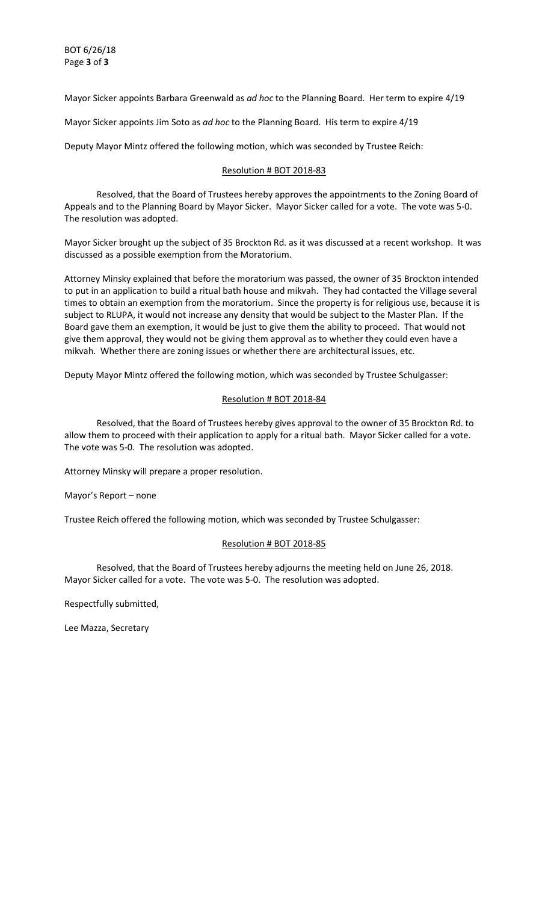Mayor Sicker appoints Barbara Greenwald as *ad hoc* to the Planning Board. Her term to expire 4/19

Mayor Sicker appoints Jim Soto as *ad hoc* to the Planning Board. His term to expire 4/19

Deputy Mayor Mintz offered the following motion, which was seconded by Trustee Reich:

Resolution # BOT 2018-83

Resolved, that the Board of Trustees hereby approves the appointments to the Zoning Board of Appeals and to the Planning Board by Mayor Sicker. Mayor Sicker called for a vote. The vote was 5-0. The resolution was adopted.

Mayor Sicker brought up the subject of 35 Brockton Rd. as it was discussed at a recent workshop. It was discussed as a possible exemption from the Moratorium.

Attorney Minsky explained that before the moratorium was passed, the owner of 35 Brockton intended to put in an application to build a ritual bath house and mikvah. They had contacted the Village several times to obtain an exemption from the moratorium. Since the property is for religious use, because it is subject to RLUPA, it would not increase any density that would be subject to the Master Plan. If the Board gave them an exemption, it would be just to give them the ability to proceed. That would not give them approval, they would not be giving them approval as to whether they could even have a mikvah. Whether there are zoning issues or whether there are architectural issues, etc.

Deputy Mayor Mintz offered the following motion, which was seconded by Trustee Schulgasser:

Resolution # BOT 2018-84

Resolved, that the Board of Trustees hereby gives approval to the owner of 35 Brockton Rd. to allow them to proceed with their application to apply for a ritual bath. Mayor Sicker called for a vote. The vote was 5-0. The resolution was adopted.

Attorney Minsky will prepare a proper resolution.

Mayor's Report – none

Trustee Reich offered the following motion, which was seconded by Trustee Schulgasser:

Resolution # BOT 2018-85

Resolved, that the Board of Trustees hereby adjourns the meeting held on June 26, 2018. Mayor Sicker called for a vote. The vote was 5-0. The resolution was adopted.

Respectfully submitted,

Lee Mazza, Secretary